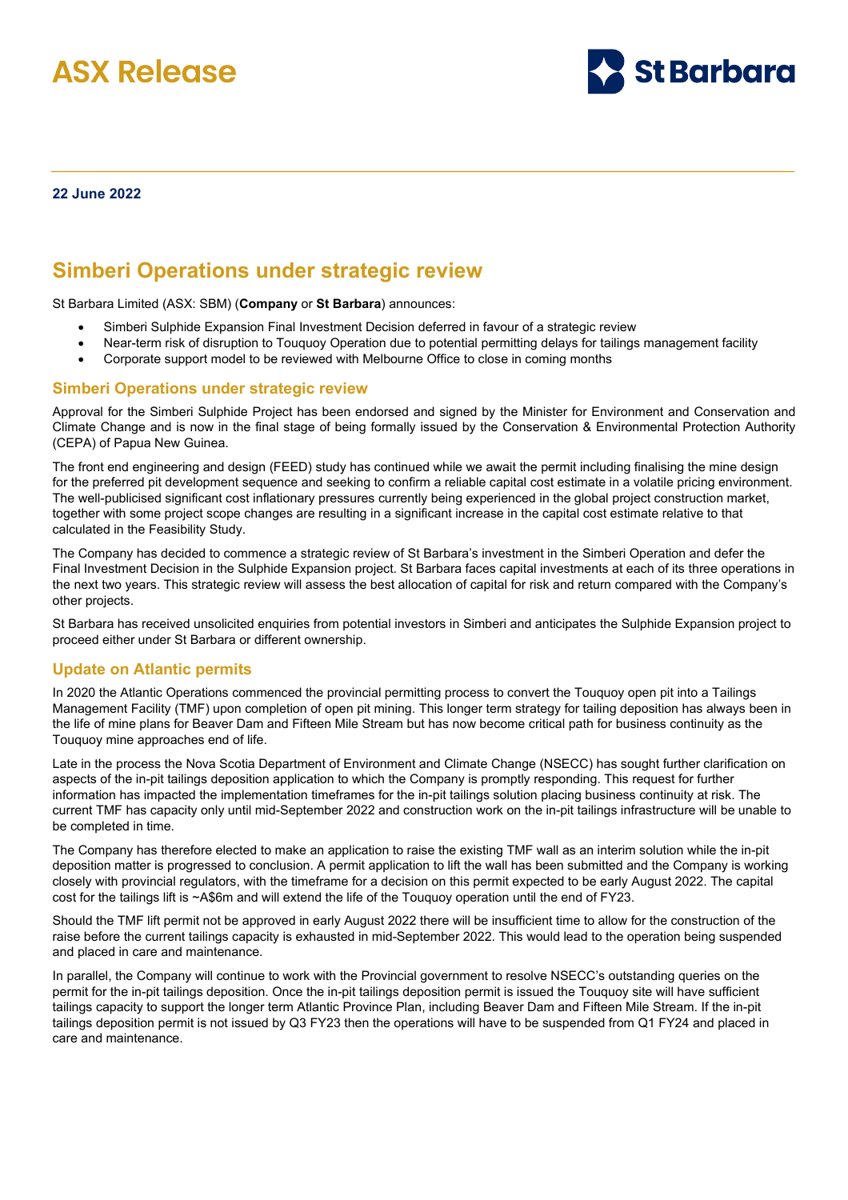# ASX Release

St Barbara

**22 June 2022**

## Simberi Operations under strategic review

St Barbara Limited (ASX: SBM) (**Company** or **St Barbara**) announces:

- Simberi Sulphide Expansion Final Investment Decision deferred in favour of a strategic review
- Near-term risk of disruption to Touquoy Operation due to potential permitting delays for tailings management facility
- Corporate support model to be reviewed with Melbourne Office to close in coming months

### Simberi Operations under strategic review

Approval for the Simberi Sulphide Project has been endorsed and signed by the Minister for Environment and Conservation and Climate Change and is now in the final stage of being formally issued by the Conservation & Environmental Protection Authority (CEPA) of Papua New Guinea.

The front end engineering and design (FEED) study has continued while we await the permit including finalising the mine design for the preferred pit development sequence and seeking to confirm a reliable capital cost estimate in a volatile pricing environment. The well-publicised significant cost inflationary pressures currently being experienced in the global project construction market, together with some project scope changes are resulting in a significant increase in the capital cost estimate relative to that calculated in the Feasibility Study.

The Company has decided to commence a strategic review of St Barbara's investment in the Simberi Operation and defer the Final Investment Decision in the Sulphide Expansion project. St Barbara faces capital investments at each of its three operations in the next two years. This strategic review will assess the best allocation of capital for risk and return compared with the Company's other projects.

St Barbara has received unsolicited enquiries from potential investors in Simberi and anticipates the Sulphide Expansion project to proceed either under St Barbara or different ownership.

### Update on Atlantic permits

In 2020 the Atlantic Operations commenced the provincial permitting process to convert the Touquoy open pit into a Tailings Management Facility (TMF) upon completion of open pit mining. This longer term strategy for tailing deposition has always been in the life of mine plans for Beaver Dam and Fifteen Mile Stream but has now become critical path for business continuity as the Touquoy mine approaches end of life.

Late in the process the Nova Scotia Department of Environment and Climate Change (NSECC) has sought further clarification on aspects of the in-pit tailings deposition application to which the Company is promptly responding. This request for further information has impacted the implementation timeframes for the in-pit tailings solution placing business continuity at risk. The current TMF has capacity only until mid-September 2022 and construction work on the in-pit tailings infrastructure will be unable to be completed in time.

The Company has therefore elected to make an application to raise the existing TMF wall as an interim solution while the in-pit deposition matter is progressed to conclusion. A permit application to lift the wall has been submitted and the Company is working closely with provincial regulators, with the timeframe for a decision on this permit expected to be early August 2022. The capital cost for the tailings lift is ~A$6m and will extend the life of the Touquoy operation until the end of FY23.

Should the TMF lift permit not be approved in early August 2022 there will be insufficient time to allow for the construction of the raise before the current tailings capacity is exhausted in mid-September 2022. This would lead to the operation being suspended and placed in care and maintenance.

In parallel, the Company will continue to work with the Provincial government to resolve NSECC's outstanding queries on the permit for the in-pit tailings deposition. Once the in-pit tailings deposition permit is issued the Touquoy site will have sufficient tailings capacity to support the longer term Atlantic Province Plan, including Beaver Dam and Fifteen Mile Stream. If the in-pit tailings deposition permit is not issued by Q3 FY23 then the operations will have to be suspended from Q1 FY24 and placed in care and maintenance.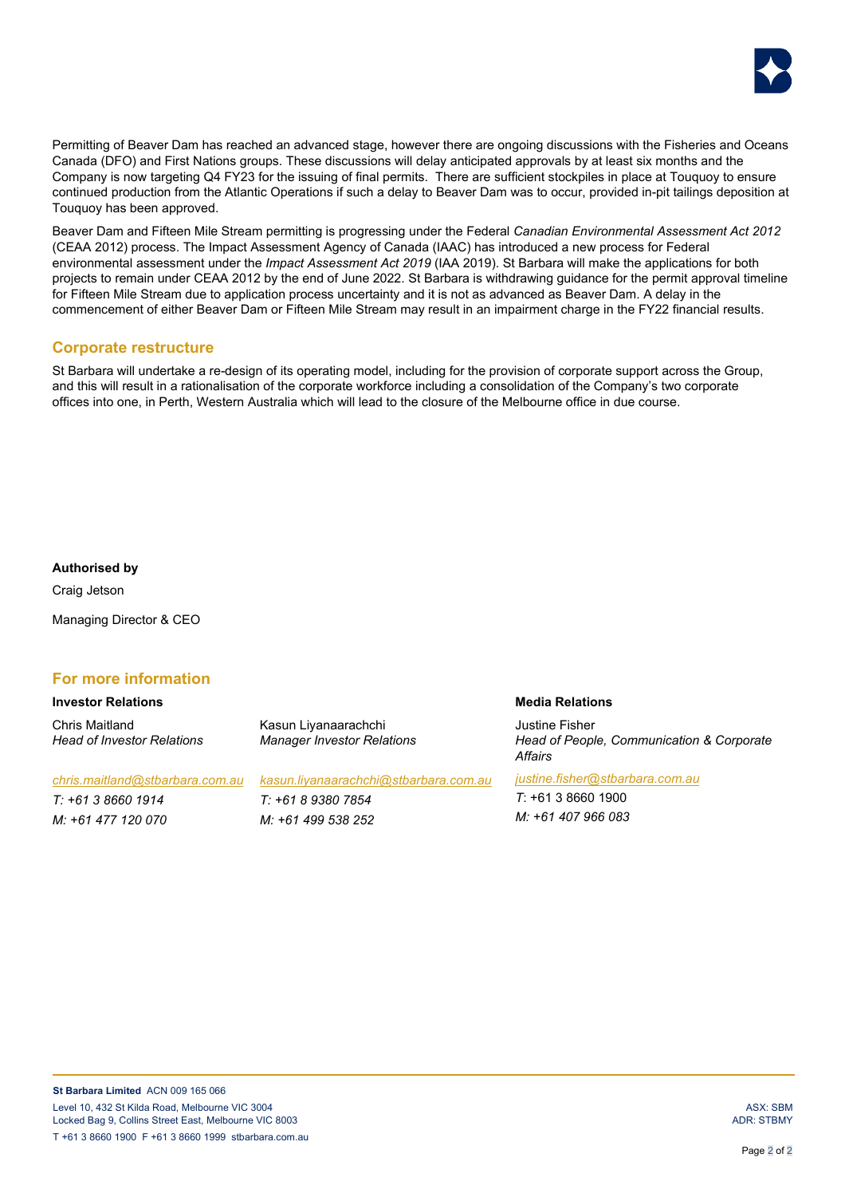Permitting of Beaver Dam has reached an advanced stage, however there are ongoing discussions with the Fisheries and Oceans Canada (DFO) and First Nations groups. These discussions will delay anticipated approvals by at least six months and the Company is now targeting Q4 FY23 for the issuing of final permits. There are sufficient stockpiles in place at Touquoy to ensure continued production from the Atlantic Operations if such a delay to Beaver Dam was to occur, provided in-pit tailings deposition at Touquoy has been approved.

Beaver Dam and Fifteen Mile Stream permitting is progressing under the Federal *Canadian Environmental Assessment Act 2012* (CEAA 2012) process. The Impact Assessment Agency of Canada (IAAC) has introduced a new process for Federal environmental assessment under the *Impact Assessment Act 2019* (IAA 2019). St Barbara will make the applications for both projects to remain under CEAA 2012 by the end of June 2022. St Barbara is withdrawing guidance for the permit approval timeline for Fifteen Mile Stream due to application process uncertainty and it is not as advanced as Beaver Dam. A delay in the commencement of either Beaver Dam or Fifteen Mile Stream may result in an impairment charge in the FY22 financial results.

## Corporate restructure

St Barbara will undertake a re-design of its operating model, including for the provision of corporate support across the Group, and this will result in a rationalisation of the corporate workforce including a consolidation of the Company's two corporate offices into one, in Perth, Western Australia which will lead to the closure of the Melbourne office in due course.

**Authorised by**

Craig Jetson

Managing Director & CEO

## For more information

**Investor Relations**

Chris Maitland
*Head of Investor Relations*

*chris.maitland@stbarbara.com.au*
*T: +61 3 8660 1914*
*M: +61 477 120 070*

Kasun Liyanaarachchi
*Manager Investor Relations*

*kasun.liyanaarachchi@stbarbara.com.au*
*T: +61 8 9380 7854*
*M: +61 499 538 252*

**Media Relations**

Justine Fisher
*Head of People, Communication & Corporate Affairs*

*justine.fisher@stbarbara.com.au*
*T*: +61 3 8660 1900
*M: +61 407 966 083*

**St Barbara Limited** ACN 009 165 066
Level 10, 432 St Kilda Road, Melbourne VIC 3004
Locked Bag 9, Collins Street East, Melbourne VIC 8003
T +61 3 8660 1900 F +61 3 8660 1999 stbarbara.com.au

ASX: SBM
ADR: STBMY